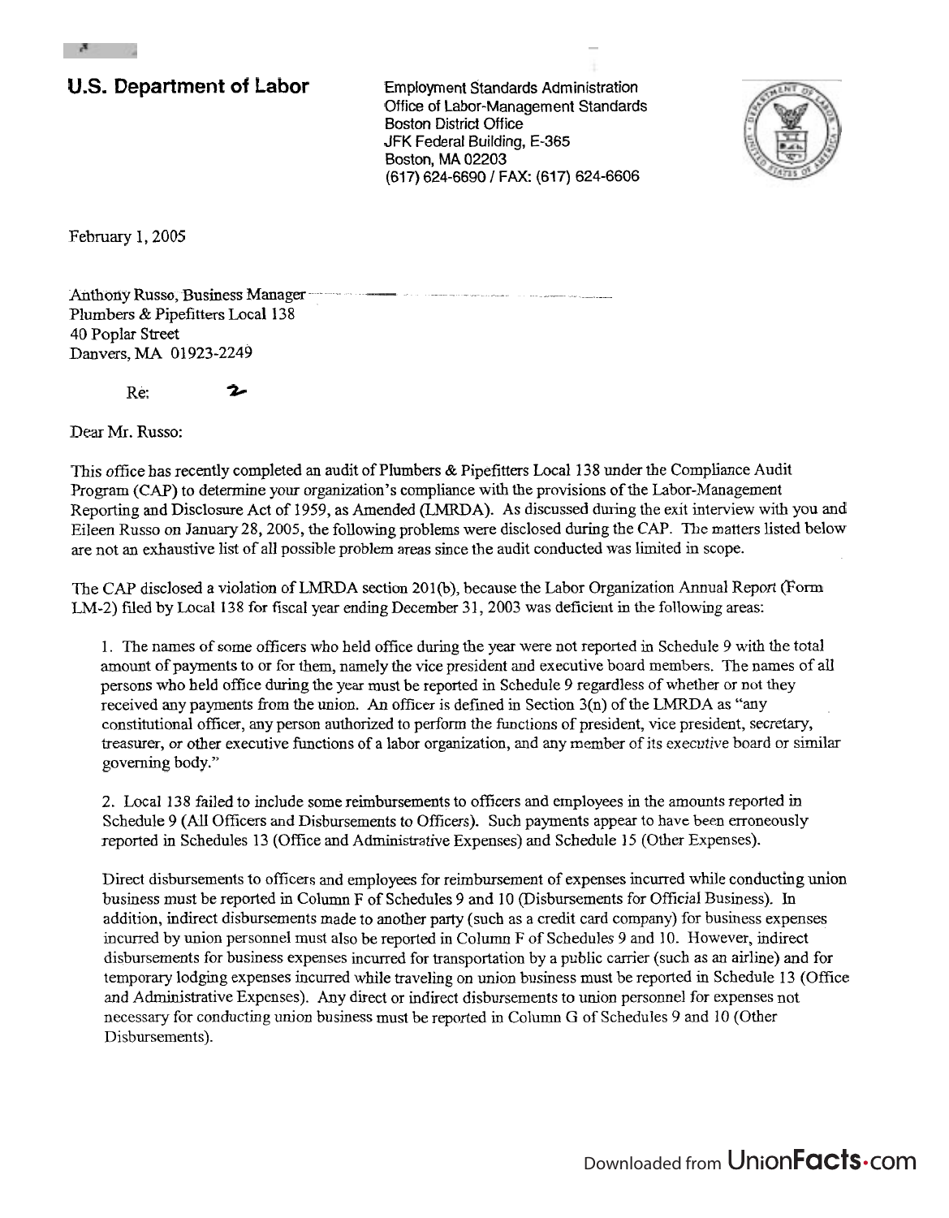**U.S. Department of Labor**

Employment Standards Administration
Office of Labor-Management Standards
Boston District Office
JFK Federal Building, E-365
Boston, MA 02203
(617) 624-6690 / FAX: (617) 624-6606

February 1, 2005

Anthony Russo, Business Manager
Plumbers & Pipefitters Local 138
40 Poplar Street
Danvers, MA 01923-2249

Re:

Dear Mr. Russo:

This office has recently completed an audit of Plumbers & Pipefitters Local 138 under the Compliance Audit Program (CAP) to determine your organization's compliance with the provisions of the Labor-Management Reporting and Disclosure Act of 1959, as Amended (LMRDA). As discussed during the exit interview with you and Eileen Russo on January 28, 2005, the following problems were disclosed during the CAP. The matters listed below are not an exhaustive list of all possible problem areas since the audit conducted was limited in scope.

The CAP disclosed a violation of LMRDA section 201(b), because the Labor Organization Annual Report (Form LM-2) filed by Local 138 for fiscal year ending December 31, 2003 was deficient in the following areas:

1. The names of some officers who held office during the year were not reported in Schedule 9 with the total amount of payments to or for them, namely the vice president and executive board members. The names of all persons who held office during the year must be reported in Schedule 9 regardless of whether or not they received any payments from the union. An officer is defined in Section 3(n) of the LMRDA as "any constitutional officer, any person authorized to perform the functions of president, vice president, secretary, treasurer, or other executive functions of a labor organization, and any member of its executive board or similar governing body."

2. Local 138 failed to include some reimbursements to officers and employees in the amounts reported in Schedule 9 (All Officers and Disbursements to Officers). Such payments appear to have been erroneously reported in Schedules 13 (Office and Administrative Expenses) and Schedule 15 (Other Expenses).

Direct disbursements to officers and employees for reimbursement of expenses incurred while conducting union business must be reported in Column F of Schedules 9 and 10 (Disbursements for Official Business). In addition, indirect disbursements made to another party (such as a credit card company) for business expenses incurred by union personnel must also be reported in Column F of Schedules 9 and 10. However, indirect disbursements for business expenses incurred for transportation by a public carrier (such as an airline) and for temporary lodging expenses incurred while traveling on union business must be reported in Schedule 13 (Office and Administrative Expenses). Any direct or indirect disbursements to union personnel for expenses not necessary for conducting union business must be reported in Column G of Schedules 9 and 10 (Other Disbursements).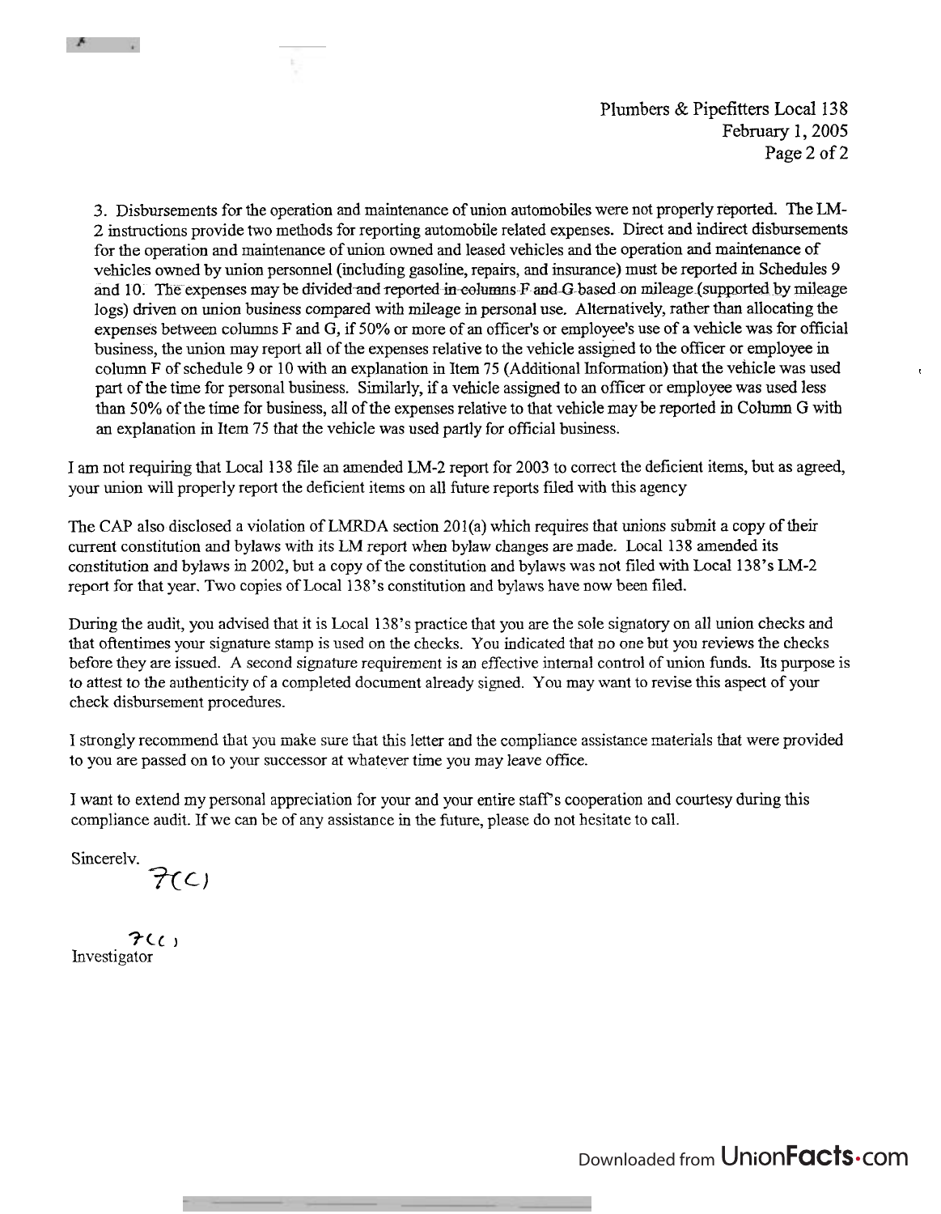3. Disbursements for the operation and maintenance of union automobiles were not properly reported. The LM-2 instructions provide two methods for reporting automobile related expenses. Direct and indirect disbursements for the operation and maintenance of union owned and leased vehicles and the operation and maintenance of vehicles owned by union personnel (including gasoline, repairs, and insurance) must be reported in Schedules 9 and 10. The expenses may be divided and reported in columns F and G based on mileage (supported by mileage logs) driven on union business compared with mileage in personal use. Alternatively, rather than allocating the expenses between columns F and G, if 50% or more of an officer's or employee's use of a vehicle was for official business, the union may report all of the expenses relative to the vehicle assigned to the officer or employee in column F of schedule 9 or 10 with an explanation in Item 75 (Additional Information) that the vehicle was used part of the time for personal business. Similarly, if a vehicle assigned to an officer or employee was used less than 50% of the time for business, all of the expenses relative to that vehicle may be reported in Column G with an explanation in Item 75 that the vehicle was used partly for official business.

I am not requiring that Local 138 file an amended LM-2 report for 2003 to correct the deficient items, but as agreed, your union will properly report the deficient items on all future reports filed with this agency

The CAP also disclosed a violation of LMRDA section 201(a) which requires that unions submit a copy of their current constitution and bylaws with its LM report when bylaw changes are made. Local 138 amended its constitution and bylaws in 2002, but a copy of the constitution and bylaws was not filed with Local 138's LM-2 report for that year. Two copies of Local 138's constitution and bylaws have now been filed.

During the audit, you advised that it is Local 138's practice that you are the sole signatory on all union checks and that oftentimes your signature stamp is used on the checks. You indicated that no one but you reviews the checks before they are issued. A second signature requirement is an effective internal control of union funds. Its purpose is to attest to the authenticity of a completed document already signed. You may want to revise this aspect of your check disbursement procedures.

I strongly recommend that you make sure that this letter and the compliance assistance materials that were provided to you are passed on to your successor at whatever time you may leave office.

I want to extend my personal appreciation for your and your entire staff's cooperation and courtesy during this compliance audit. If we can be of any assistance in the future, please do not hesitate to call.

Sincerely,

7(C)

7(C)
Investigator

Downloaded from UnionFacts.com